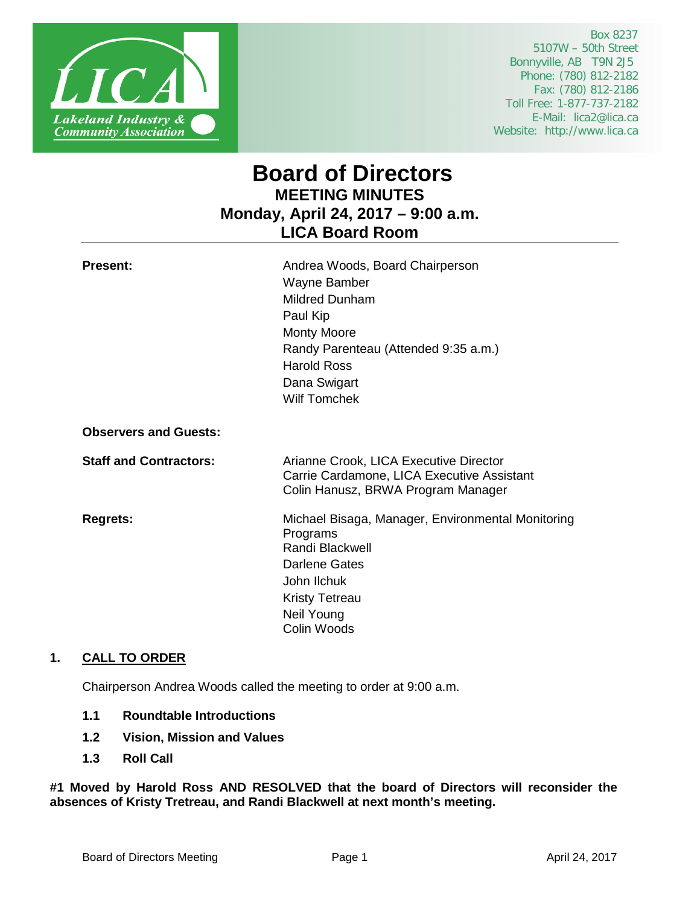Lakeland Industry & Community Association

Box 8237
5107W – 50th Street
Bonnyville, AB T9N 2J5
Phone: (780) 812-2182
Fax: (780) 812-2186
Toll Free: 1-877-737-2182
E-Mail: lica2@lica.ca
Website: http://www.lica.ca

# Board of Directors
## MEETING MINUTES
## Monday, April 24, 2017 – 9:00 a.m.
## LICA Board Room

**Present:**
Andrea Woods, Board Chairperson
Wayne Bamber
Mildred Dunham
Paul Kip
Monty Moore
Randy Parenteau (Attended 9:35 a.m.)
Harold Ross
Dana Swigart
Wilf Tomchek

**Observers and Guests:**

**Staff and Contractors:**
Arianne Crook, LICA Executive Director
Carrie Cardamone, LICA Executive Assistant
Colin Hanusz, BRWA Program Manager

**Regrets:**
Michael Bisaga, Manager, Environmental Monitoring Programs
Randi Blackwell
Darlene Gates
John Ilchuk
Kristy Tetreau
Neil Young
Colin Woods

## 1. CALL TO ORDER

Chairperson Andrea Woods called the meeting to order at 9:00 a.m.

### 1.1 Roundtable Introductions

### 1.2 Vision, Mission and Values

### 1.3 Roll Call

**#1 Moved by Harold Ross AND RESOLVED that the board of Directors will reconsider the absences of Kristy Tretreau, and Randi Blackwell at next month's meeting.**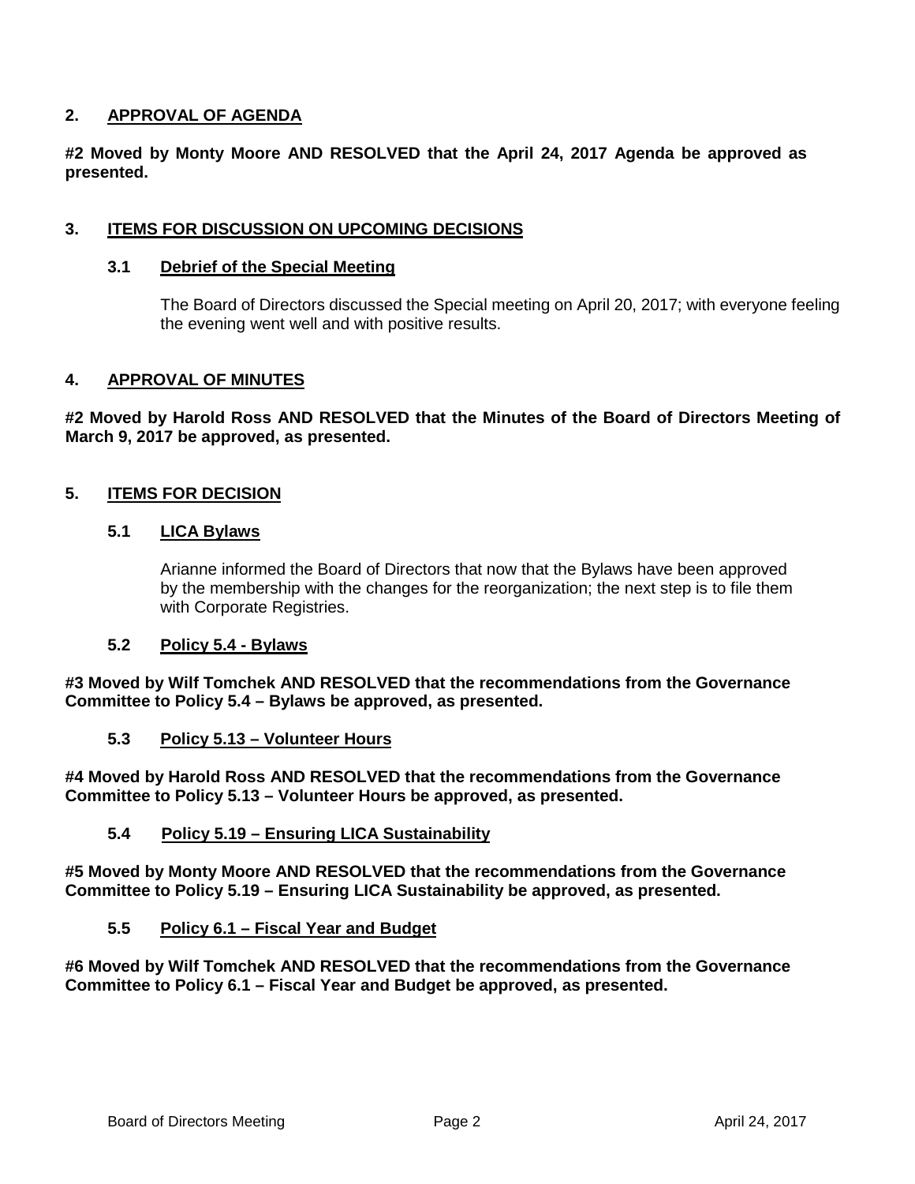## 2. APPROVAL OF AGENDA

**#2 Moved by Monty Moore AND RESOLVED that the April 24, 2017 Agenda be approved as presented.**

## 3. ITEMS FOR DISCUSSION ON UPCOMING DECISIONS

### 3.1 Debrief of the Special Meeting

The Board of Directors discussed the Special meeting on April 20, 2017; with everyone feeling the evening went well and with positive results.

## 4. APPROVAL OF MINUTES

**#2 Moved by Harold Ross AND RESOLVED that the Minutes of the Board of Directors Meeting of March 9, 2017 be approved, as presented.**

## 5. ITEMS FOR DECISION

### 5.1 LICA Bylaws

Arianne informed the Board of Directors that now that the Bylaws have been approved by the membership with the changes for the reorganization; the next step is to file them with Corporate Registries.

### 5.2 Policy 5.4 - Bylaws

**#3 Moved by Wilf Tomchek AND RESOLVED that the recommendations from the Governance Committee to Policy 5.4 – Bylaws be approved, as presented.**

### 5.3 Policy 5.13 – Volunteer Hours

**#4 Moved by Harold Ross AND RESOLVED that the recommendations from the Governance Committee to Policy 5.13 – Volunteer Hours be approved, as presented.**

### 5.4 Policy 5.19 – Ensuring LICA Sustainability

**#5 Moved by Monty Moore AND RESOLVED that the recommendations from the Governance Committee to Policy 5.19 – Ensuring LICA Sustainability be approved, as presented.**

### 5.5 Policy 6.1 – Fiscal Year and Budget

**#6 Moved by Wilf Tomchek AND RESOLVED that the recommendations from the Governance Committee to Policy 6.1 – Fiscal Year and Budget be approved, as presented.**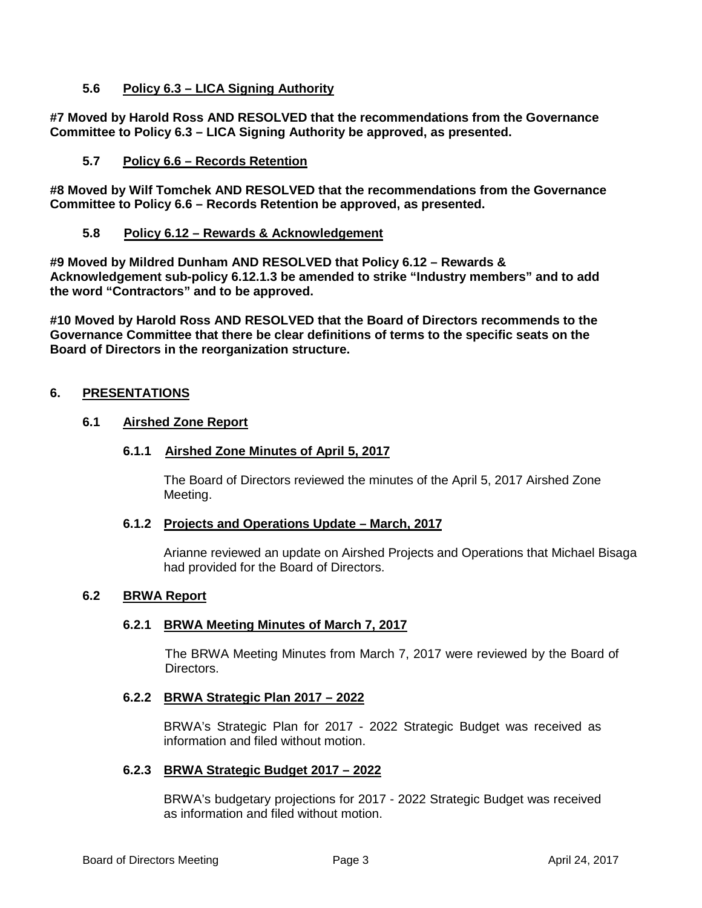### 5.6 Policy 6.3 – LICA Signing Authority

**#7 Moved by Harold Ross AND RESOLVED that the recommendations from the Governance Committee to Policy 6.3 – LICA Signing Authority be approved, as presented.**

### 5.7 Policy 6.6 – Records Retention

**#8 Moved by Wilf Tomchek AND RESOLVED that the recommendations from the Governance Committee to Policy 6.6 – Records Retention be approved, as presented.**

### 5.8 Policy 6.12 – Rewards & Acknowledgement

**#9 Moved by Mildred Dunham AND RESOLVED that Policy 6.12 – Rewards & Acknowledgement sub-policy 6.12.1.3 be amended to strike "Industry members" and to add the word "Contractors" and to be approved.**

**#10 Moved by Harold Ross AND RESOLVED that the Board of Directors recommends to the Governance Committee that there be clear definitions of terms to the specific seats on the Board of Directors in the reorganization structure.**

## 6. PRESENTATIONS

### 6.1 Airshed Zone Report

#### 6.1.1 Airshed Zone Minutes of April 5, 2017

The Board of Directors reviewed the minutes of the April 5, 2017 Airshed Zone Meeting.

#### 6.1.2 Projects and Operations Update – March, 2017

Arianne reviewed an update on Airshed Projects and Operations that Michael Bisaga had provided for the Board of Directors.

### 6.2 BRWA Report

#### 6.2.1 BRWA Meeting Minutes of March 7, 2017

The BRWA Meeting Minutes from March 7, 2017 were reviewed by the Board of Directors.

#### 6.2.2 BRWA Strategic Plan 2017 – 2022

BRWA's Strategic Plan for 2017 - 2022 Strategic Budget was received as information and filed without motion.

#### 6.2.3 BRWA Strategic Budget 2017 – 2022

BRWA's budgetary projections for 2017 - 2022 Strategic Budget was received as information and filed without motion.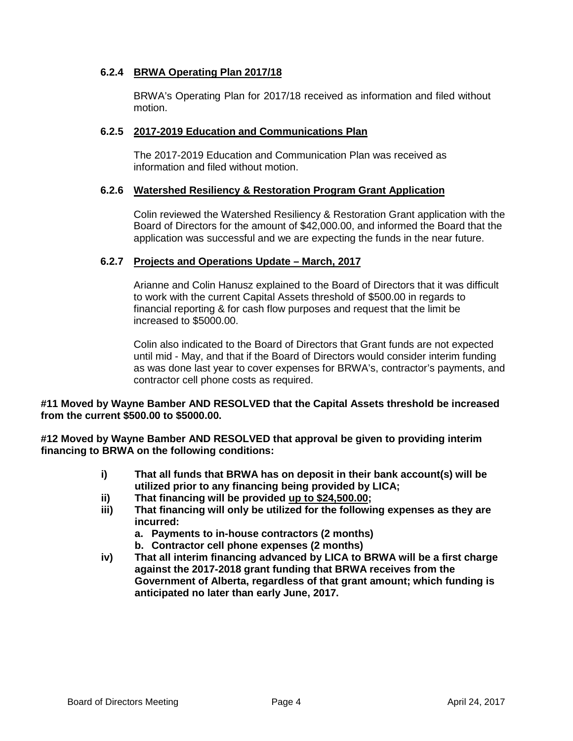### 6.2.4 BRWA Operating Plan 2017/18

BRWA's Operating Plan for 2017/18 received as information and filed without motion.

### 6.2.5 2017-2019 Education and Communications Plan

The 2017-2019 Education and Communication Plan was received as information and filed without motion.

### 6.2.6 Watershed Resiliency & Restoration Program Grant Application

Colin reviewed the Watershed Resiliency & Restoration Grant application with the Board of Directors for the amount of $42,000.00, and informed the Board that the application was successful and we are expecting the funds in the near future.

### 6.2.7 Projects and Operations Update – March, 2017

Arianne and Colin Hanusz explained to the Board of Directors that it was difficult to work with the current Capital Assets threshold of $500.00 in regards to financial reporting & for cash flow purposes and request that the limit be increased to $5000.00.

Colin also indicated to the Board of Directors that Grant funds are not expected until mid - May, and that if the Board of Directors would consider interim funding as was done last year to cover expenses for BRWA's, contractor's payments, and contractor cell phone costs as required.

**#11 Moved by Wayne Bamber AND RESOLVED that the Capital Assets threshold be increased from the current $500.00 to $5000.00.**

**#12 Moved by Wayne Bamber AND RESOLVED that approval be given to providing interim financing to BRWA on the following conditions:**

- **i) That all funds that BRWA has on deposit in their bank account(s) will be utilized prior to any financing being provided by LICA;**
- **ii) That financing will be provided <u>up to $24,500.00</u>;**
- **iii) That financing will only be utilized for the following expenses as they are incurred:**
  - **a. Payments to in-house contractors (2 months)**
  - **b. Contractor cell phone expenses (2 months)**
- **iv) That all interim financing advanced by LICA to BRWA will be a first charge against the 2017-2018 grant funding that BRWA receives from the Government of Alberta, regardless of that grant amount; which funding is anticipated no later than early June, 2017.**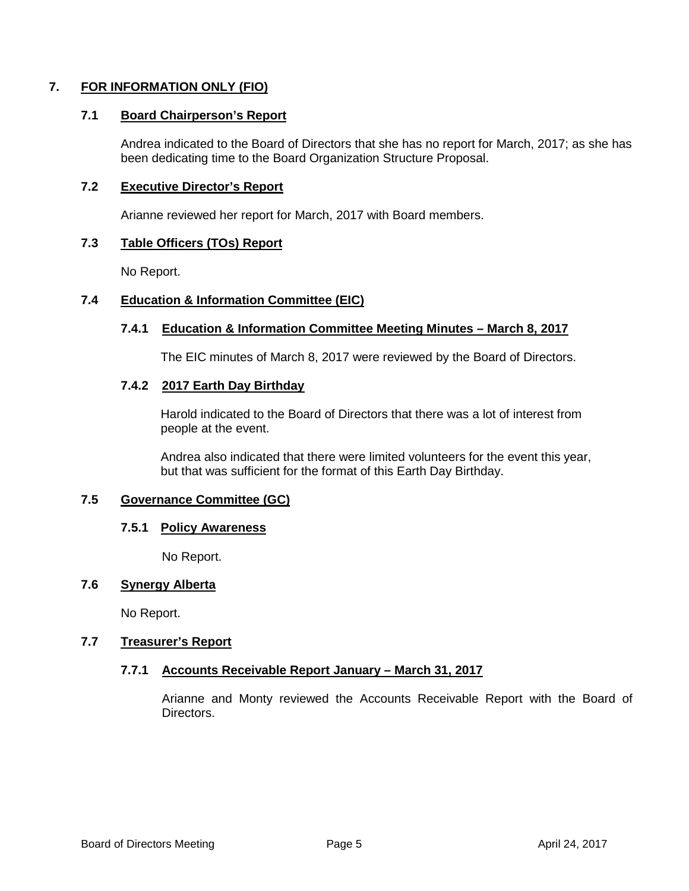## 7. FOR INFORMATION ONLY (FIO)

### 7.1 Board Chairperson's Report

Andrea indicated to the Board of Directors that she has no report for March, 2017; as she has been dedicating time to the Board Organization Structure Proposal.

### 7.2 Executive Director's Report

Arianne reviewed her report for March, 2017 with Board members.

### 7.3 Table Officers (TOs) Report

No Report.

### 7.4 Education & Information Committee (EIC)

#### 7.4.1 Education & Information Committee Meeting Minutes – March 8, 2017

The EIC minutes of March 8, 2017 were reviewed by the Board of Directors.

#### 7.4.2 2017 Earth Day Birthday

Harold indicated to the Board of Directors that there was a lot of interest from people at the event.

Andrea also indicated that there were limited volunteers for the event this year, but that was sufficient for the format of this Earth Day Birthday.

### 7.5 Governance Committee (GC)

#### 7.5.1 Policy Awareness

No Report.

### 7.6 Synergy Alberta

No Report.

### 7.7 Treasurer's Report

#### 7.7.1 Accounts Receivable Report January – March 31, 2017

Arianne and Monty reviewed the Accounts Receivable Report with the Board of Directors.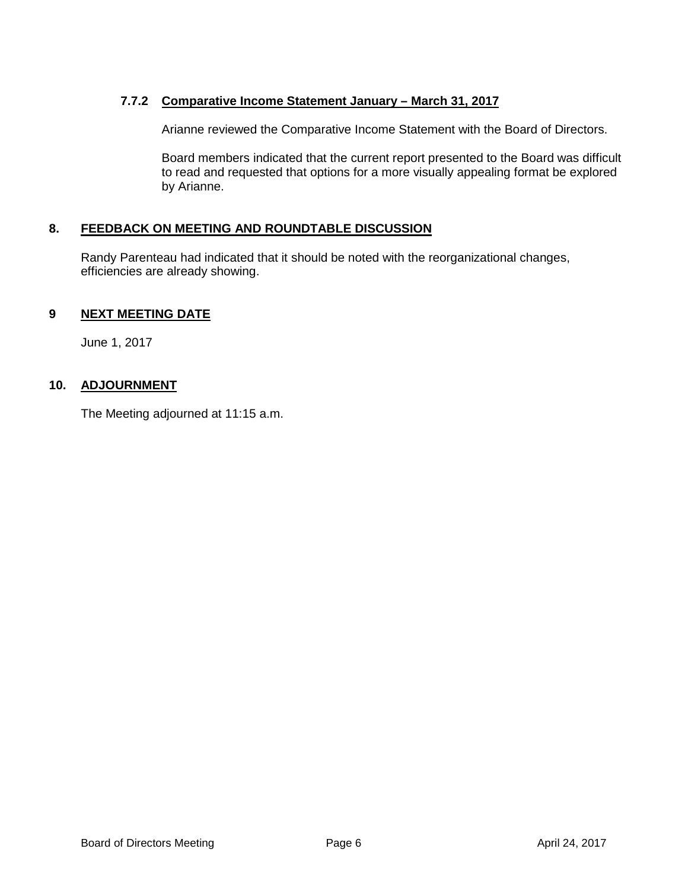#### 7.7.2 Comparative Income Statement January – March 31, 2017

Arianne reviewed the Comparative Income Statement with the Board of Directors.

Board members indicated that the current report presented to the Board was difficult to read and requested that options for a more visually appealing format be explored by Arianne.

## 8. FEEDBACK ON MEETING AND ROUNDTABLE DISCUSSION

Randy Parenteau had indicated that it should be noted with the reorganizational changes, efficiencies are already showing.

## 9 NEXT MEETING DATE

June 1, 2017

## 10. ADJOURNMENT

The Meeting adjourned at 11:15 a.m.